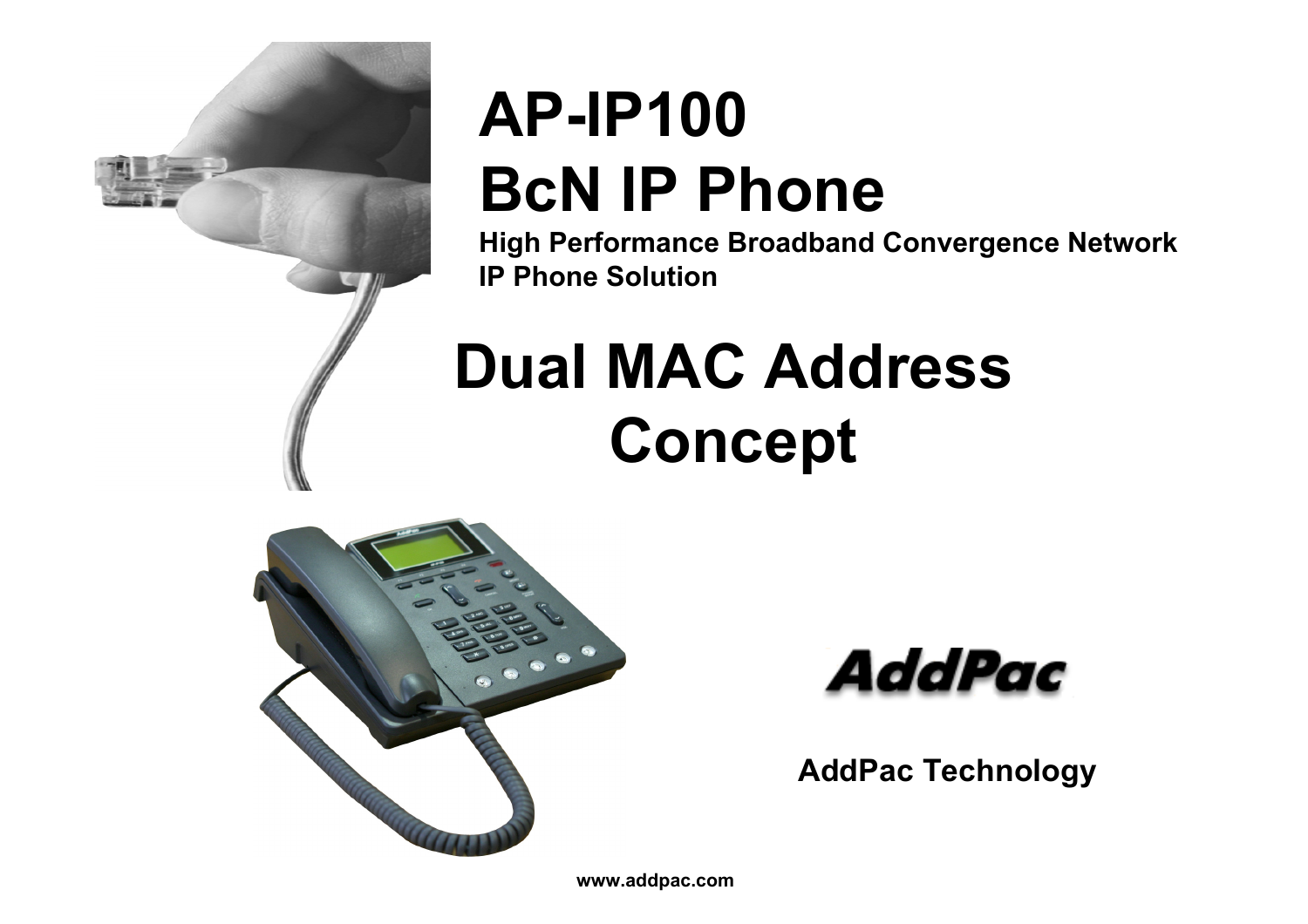# AP-IP100
# BcN IP Phone

**High Performance Broadband Convergence Network IP Phone Solution**

# Dual MAC Address Concept

AddPac

**AddPac Technology**

www.addpac.com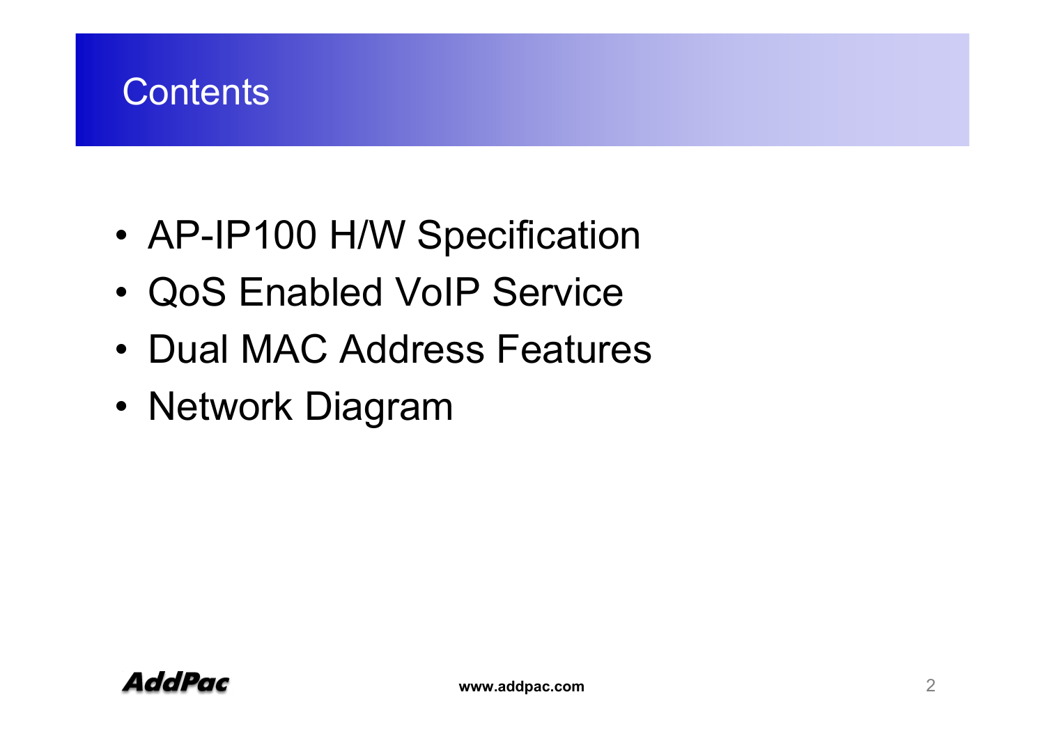# Contents

- AP-IP100 H/W Specification
- QoS Enabled VoIP Service
- Dual MAC Address Features
- Network Diagram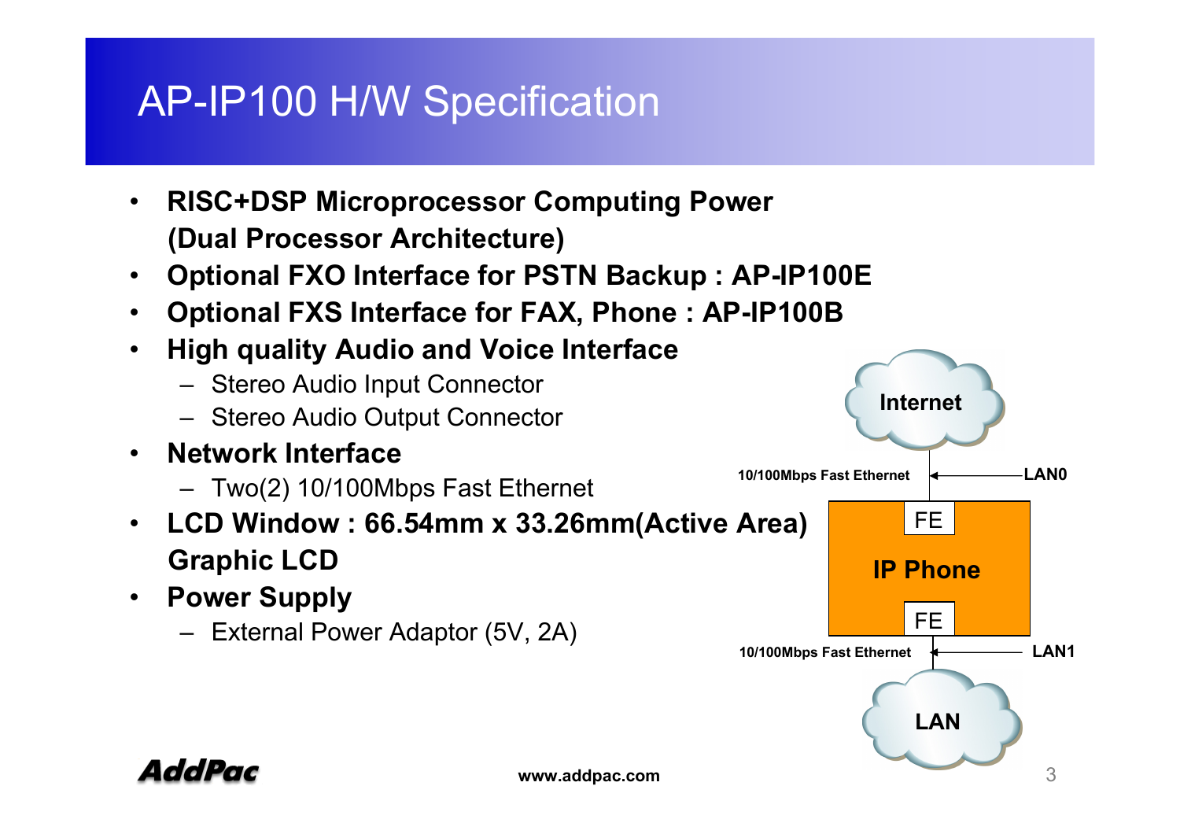# AP-IP100 H/W Specification

- **RISC+DSP Microprocessor Computing Power (Dual Processor Architecture)**
- **Optional FXO Interface for PSTN Backup : AP-IP100E**
- **Optional FXS Interface for FAX, Phone : AP-IP100B**
- **High quality Audio and Voice Interface**
  - Stereo Audio Input Connector
  - Stereo Audio Output Connector
- **Network Interface**
  - Two(2) 10/100Mbps Fast Ethernet
- **LCD Window : 66.54mm x 33.26mm(Active Area) Graphic LCD**
- **Power Supply**
  - External Power Adaptor (5V, 2A)

Internet

10/100Mbps Fast Ethernet — LAN0

FE

IP Phone

FE

10/100Mbps Fast Ethernet — LAN1

LAN

www.addpac.com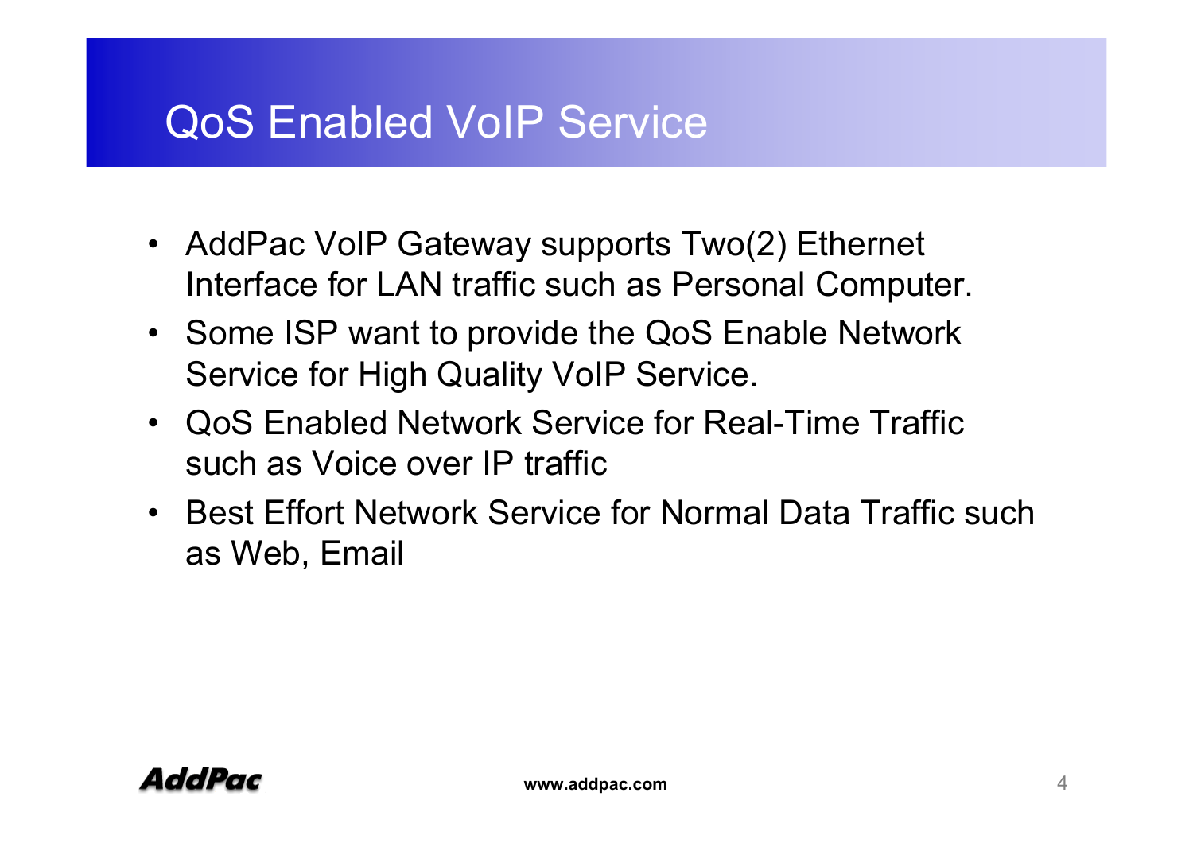# QoS Enabled VoIP Service

- AddPac VoIP Gateway supports Two(2) Ethernet Interface for LAN traffic such as Personal Computer.
- Some ISP want to provide the QoS Enable Network Service for High Quality VoIP Service.
- QoS Enabled Network Service for Real-Time Traffic such as Voice over IP traffic
- Best Effort Network Service for Normal Data Traffic such as Web, Email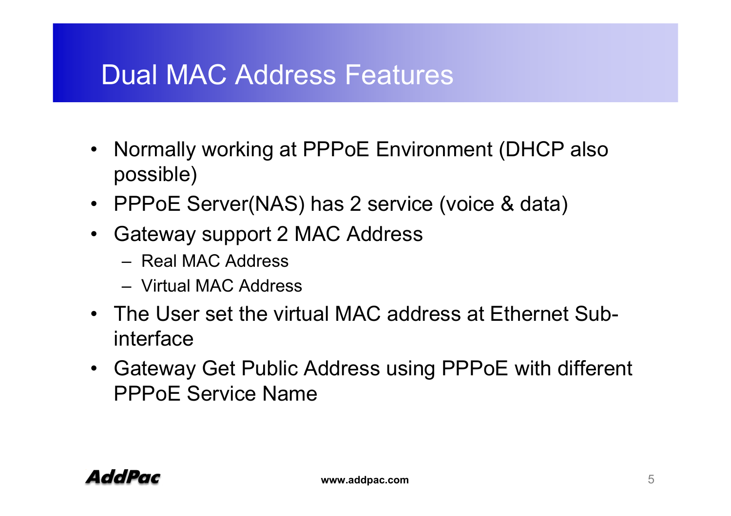# Dual MAC Address Features

- Normally working at PPPoE Environment (DHCP also possible)
- PPPoE Server(NAS) has 2 service (voice & data)
- Gateway support 2 MAC Address
  - Real MAC Address
  - Virtual MAC Address
- The User set the virtual MAC address at Ethernet Sub-interface
- Gateway Get Public Address using PPPoE with different PPPoE Service Name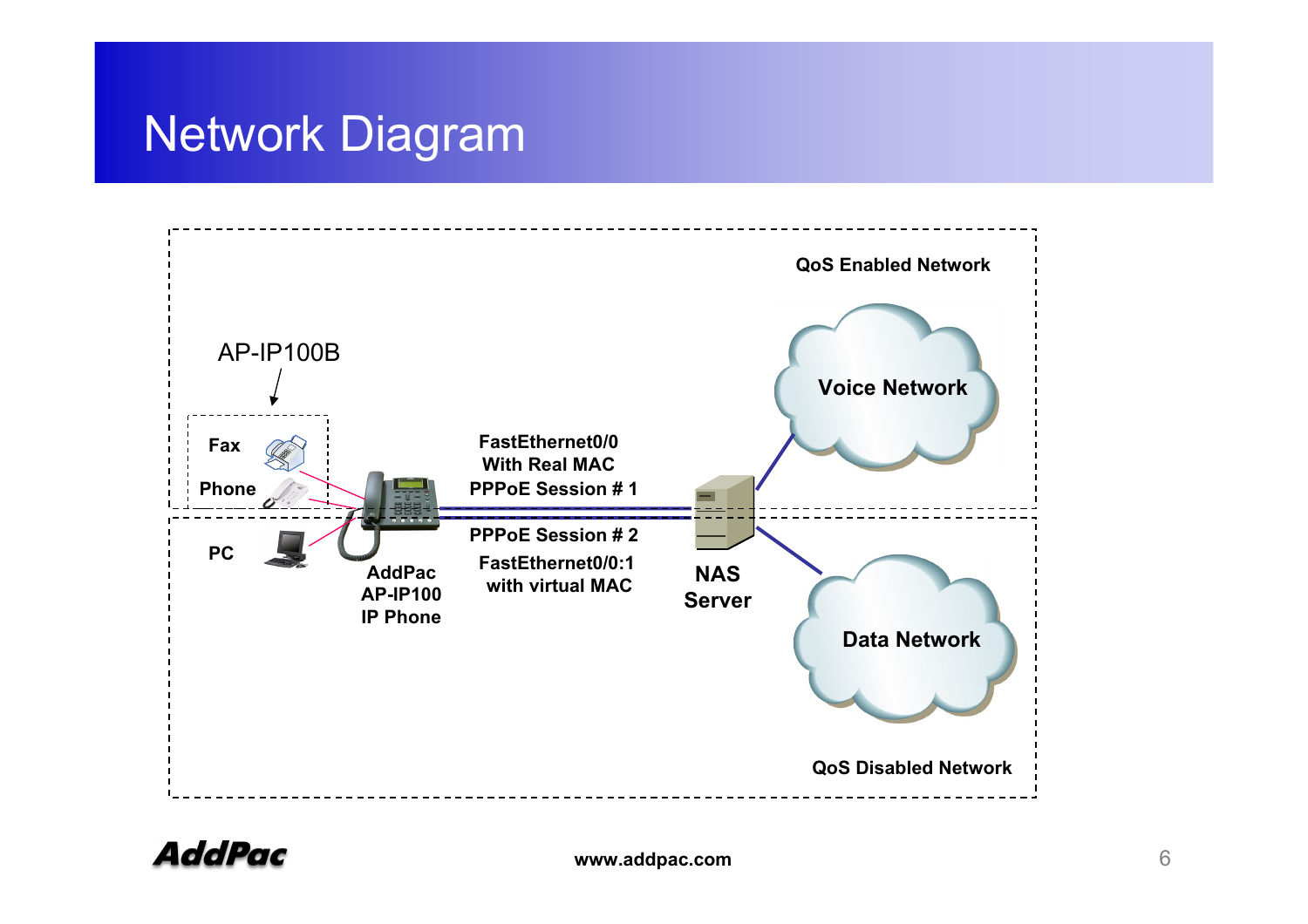# Network Diagram

QoS Enabled Network

AP-IP100B

Fax

Phone

PC

AddPac AP-IP100 IP Phone

FastEthernet0/0 With Real MAC PPPoE Session # 1

PPPoE Session # 2 FastEthernet0/0:1 with virtual MAC

NAS Server

Voice Network

Data Network

QoS Disabled Network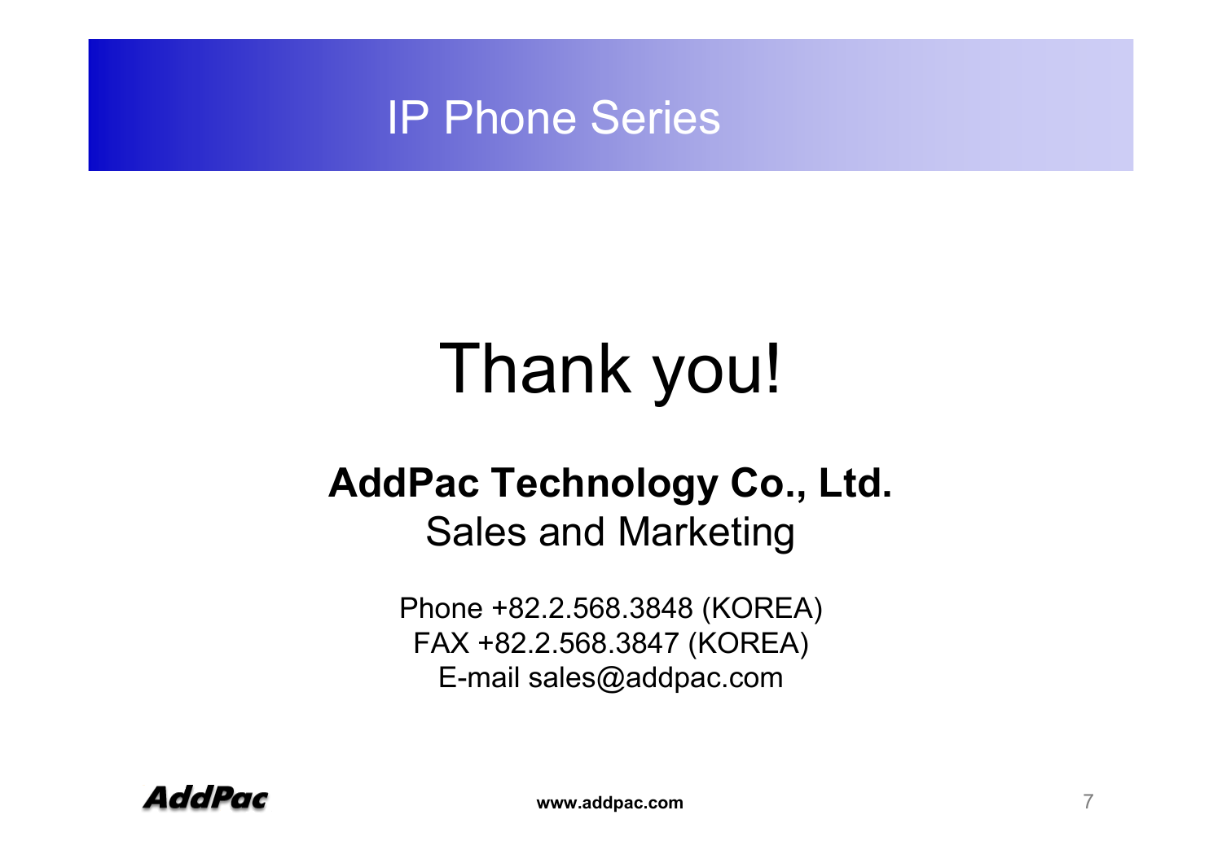# Thank you!

**AddPac Technology Co., Ltd.**
Sales and Marketing

Phone +82.2.568.3848 (KOREA)
FAX +82.2.568.3847 (KOREA)
E-mail sales@addpac.com